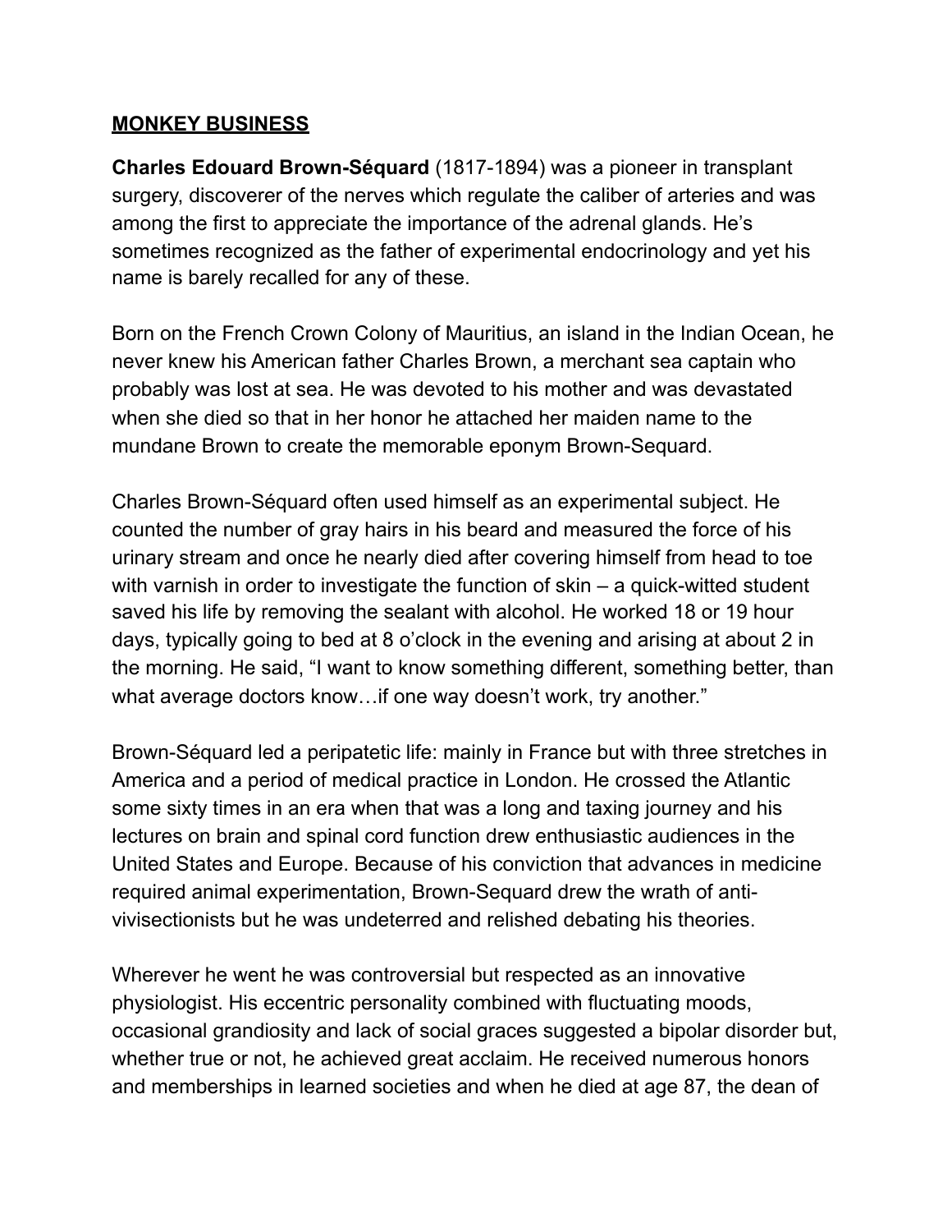**MONKEY BUSINESS**

**Charles Edouard Brown-Séquard** (1817-1894) was a pioneer in transplant surgery, discoverer of the nerves which regulate the caliber of arteries and was among the first to appreciate the importance of the adrenal glands. He's sometimes recognized as the father of experimental endocrinology and yet his name is barely recalled for any of these.

Born on the French Crown Colony of Mauritius, an island in the Indian Ocean, he never knew his American father Charles Brown, a merchant sea captain who probably was lost at sea. He was devoted to his mother and was devastated when she died so that in her honor he attached her maiden name to the mundane Brown to create the memorable eponym Brown-Sequard.

Charles Brown-Séquard often used himself as an experimental subject. He counted the number of gray hairs in his beard and measured the force of his urinary stream and once he nearly died after covering himself from head to toe with varnish in order to investigate the function of skin – a quick-witted student saved his life by removing the sealant with alcohol. He worked 18 or 19 hour days, typically going to bed at 8 o'clock in the evening and arising at about 2 in the morning. He said, "I want to know something different, something better, than what average doctors know…if one way doesn't work, try another."

Brown-Séquard led a peripatetic life: mainly in France but with three stretches in America and a period of medical practice in London. He crossed the Atlantic some sixty times in an era when that was a long and taxing journey and his lectures on brain and spinal cord function drew enthusiastic audiences in the United States and Europe. Because of his conviction that advances in medicine required animal experimentation, Brown-Sequard drew the wrath of anti-vivisectionists but he was undeterred and relished debating his theories.

Wherever he went he was controversial but respected as an innovative physiologist. His eccentric personality combined with fluctuating moods, occasional grandiosity and lack of social graces suggested a bipolar disorder but, whether true or not, he achieved great acclaim. He received numerous honors and memberships in learned societies and when he died at age 87, the dean of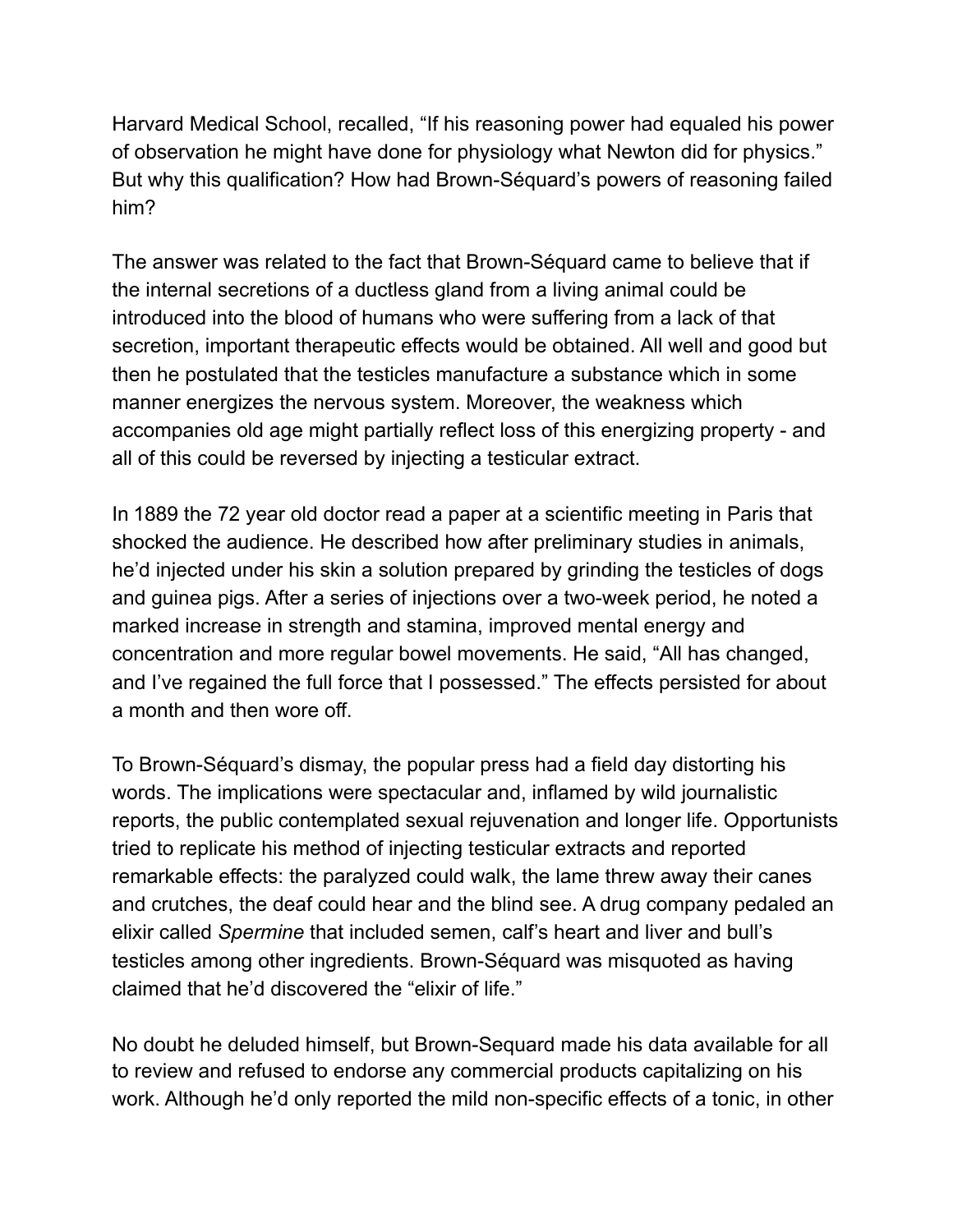Harvard Medical School, recalled, “If his reasoning power had equaled his power of observation he might have done for physiology what Newton did for physics.” But why this qualification? How had Brown-Séquard’s powers of reasoning failed him?

The answer was related to the fact that Brown-Séquard came to believe that if the internal secretions of a ductless gland from a living animal could be introduced into the blood of humans who were suffering from a lack of that secretion, important therapeutic effects would be obtained. All well and good but then he postulated that the testicles manufacture a substance which in some manner energizes the nervous system. Moreover, the weakness which accompanies old age might partially reflect loss of this energizing property - and all of this could be reversed by injecting a testicular extract.

In 1889 the 72 year old doctor read a paper at a scientific meeting in Paris that shocked the audience. He described how after preliminary studies in animals, he’d injected under his skin a solution prepared by grinding the testicles of dogs and guinea pigs. After a series of injections over a two-week period, he noted a marked increase in strength and stamina, improved mental energy and concentration and more regular bowel movements. He said, “All has changed, and I’ve regained the full force that I possessed.” The effects persisted for about a month and then wore off.

To Brown-Séquard’s dismay, the popular press had a field day distorting his words. The implications were spectacular and, inflamed by wild journalistic reports, the public contemplated sexual rejuvenation and longer life. Opportunists tried to replicate his method of injecting testicular extracts and reported remarkable effects: the paralyzed could walk, the lame threw away their canes and crutches, the deaf could hear and the blind see. A drug company pedaled an elixir called *Spermine* that included semen, calf’s heart and liver and bull’s testicles among other ingredients. Brown-Séquard was misquoted as having claimed that he’d discovered the “elixir of life.”

No doubt he deluded himself, but Brown-Sequard made his data available for all to review and refused to endorse any commercial products capitalizing on his work. Although he’d only reported the mild non-specific effects of a tonic, in other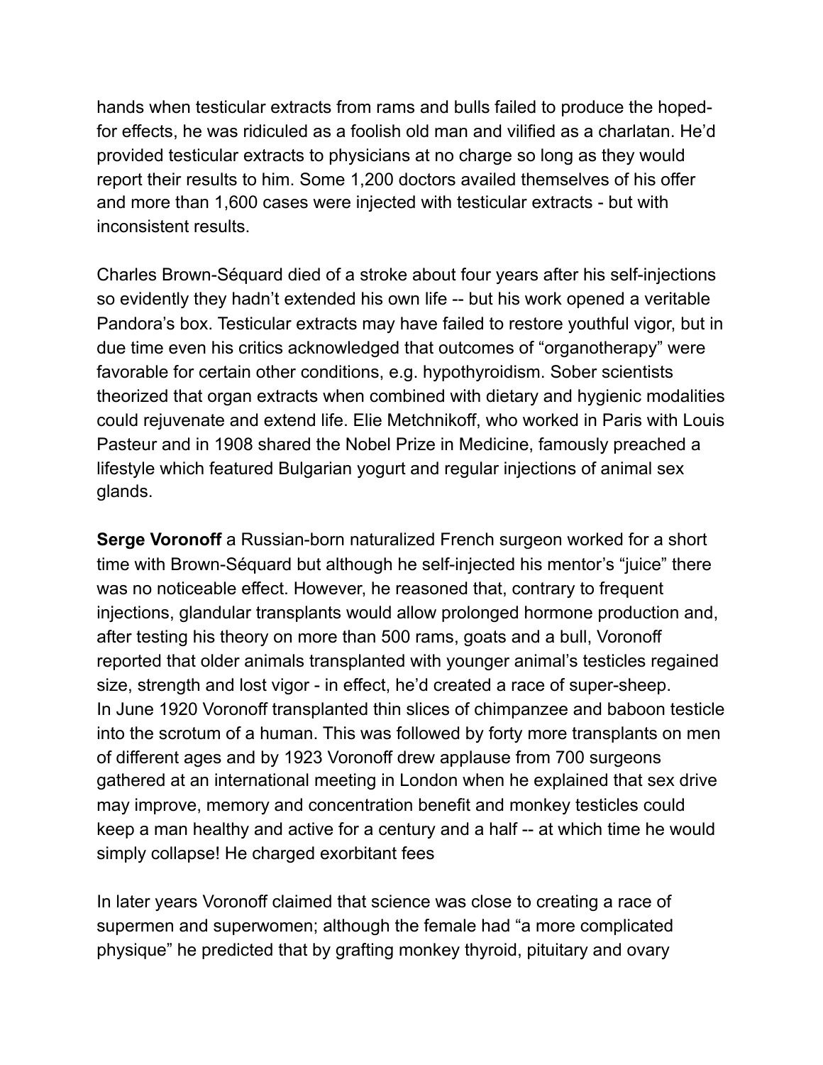hands when testicular extracts from rams and bulls failed to produce the hoped-for effects, he was ridiculed as a foolish old man and vilified as a charlatan. He'd provided testicular extracts to physicians at no charge so long as they would report their results to him. Some 1,200 doctors availed themselves of his offer and more than 1,600 cases were injected with testicular extracts - but with inconsistent results.

Charles Brown-Séquard died of a stroke about four years after his self-injections so evidently they hadn't extended his own life -- but his work opened a veritable Pandora's box. Testicular extracts may have failed to restore youthful vigor, but in due time even his critics acknowledged that outcomes of "organotherapy" were favorable for certain other conditions, e.g. hypothyroidism. Sober scientists theorized that organ extracts when combined with dietary and hygienic modalities could rejuvenate and extend life. Elie Metchnikoff, who worked in Paris with Louis Pasteur and in 1908 shared the Nobel Prize in Medicine, famously preached a lifestyle which featured Bulgarian yogurt and regular injections of animal sex glands.

**Serge Voronoff** a Russian-born naturalized French surgeon worked for a short time with Brown-Séquard but although he self-injected his mentor's "juice" there was no noticeable effect. However, he reasoned that, contrary to frequent injections, glandular transplants would allow prolonged hormone production and, after testing his theory on more than 500 rams, goats and a bull, Voronoff reported that older animals transplanted with younger animal's testicles regained size, strength and lost vigor - in effect, he'd created a race of super-sheep.
In June 1920 Voronoff transplanted thin slices of chimpanzee and baboon testicle into the scrotum of a human. This was followed by forty more transplants on men of different ages and by 1923 Voronoff drew applause from 700 surgeons gathered at an international meeting in London when he explained that sex drive may improve, memory and concentration benefit and monkey testicles could keep a man healthy and active for a century and a half -- at which time he would simply collapse! He charged exorbitant fees

In later years Voronoff claimed that science was close to creating a race of supermen and superwomen; although the female had "a more complicated physique" he predicted that by grafting monkey thyroid, pituitary and ovary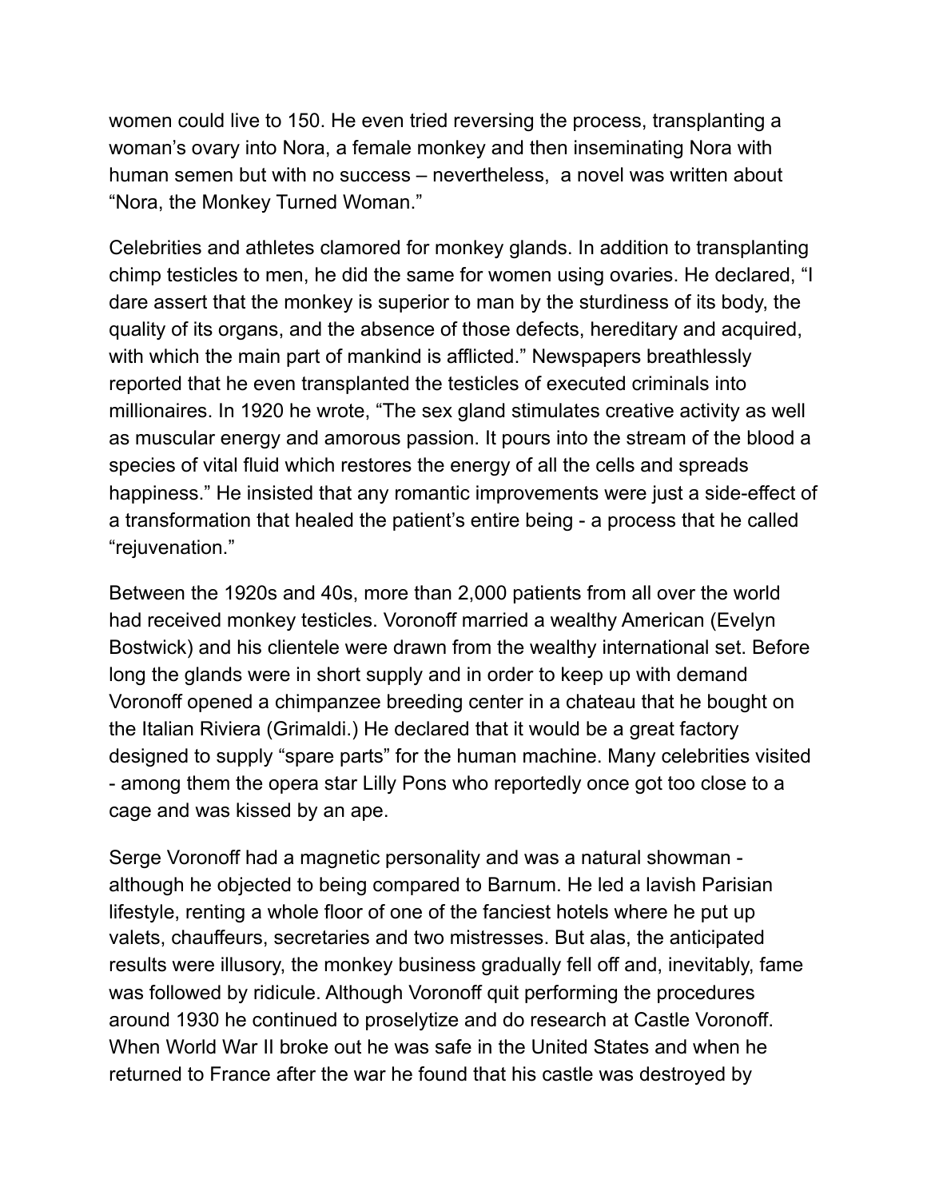women could live to 150. He even tried reversing the process, transplanting a woman's ovary into Nora, a female monkey and then inseminating Nora with human semen but with no success – nevertheless, a novel was written about "Nora, the Monkey Turned Woman."

Celebrities and athletes clamored for monkey glands. In addition to transplanting chimp testicles to men, he did the same for women using ovaries. He declared, "I dare assert that the monkey is superior to man by the sturdiness of its body, the quality of its organs, and the absence of those defects, hereditary and acquired, with which the main part of mankind is afflicted." Newspapers breathlessly reported that he even transplanted the testicles of executed criminals into millionaires. In 1920 he wrote, "The sex gland stimulates creative activity as well as muscular energy and amorous passion. It pours into the stream of the blood a species of vital fluid which restores the energy of all the cells and spreads happiness." He insisted that any romantic improvements were just a side-effect of a transformation that healed the patient's entire being - a process that he called "rejuvenation."

Between the 1920s and 40s, more than 2,000 patients from all over the world had received monkey testicles. Voronoff married a wealthy American (Evelyn Bostwick) and his clientele were drawn from the wealthy international set. Before long the glands were in short supply and in order to keep up with demand Voronoff opened a chimpanzee breeding center in a chateau that he bought on the Italian Riviera (Grimaldi.) He declared that it would be a great factory designed to supply "spare parts" for the human machine. Many celebrities visited - among them the opera star Lilly Pons who reportedly once got too close to a cage and was kissed by an ape.

Serge Voronoff had a magnetic personality and was a natural showman - although he objected to being compared to Barnum. He led a lavish Parisian lifestyle, renting a whole floor of one of the fanciest hotels where he put up valets, chauffeurs, secretaries and two mistresses. But alas, the anticipated results were illusory, the monkey business gradually fell off and, inevitably, fame was followed by ridicule. Although Voronoff quit performing the procedures around 1930 he continued to proselytize and do research at Castle Voronoff. When World War II broke out he was safe in the United States and when he returned to France after the war he found that his castle was destroyed by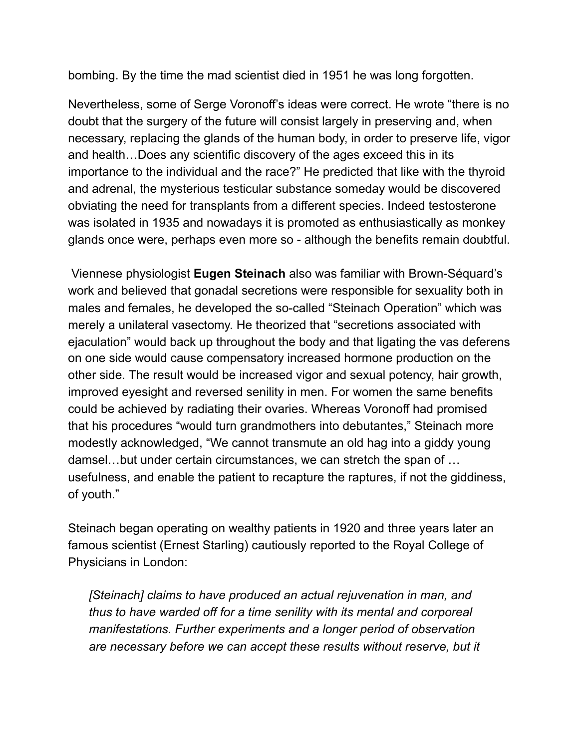bombing. By the time the mad scientist died in 1951 he was long forgotten.

Nevertheless, some of Serge Voronoff's ideas were correct. He wrote "there is no doubt that the surgery of the future will consist largely in preserving and, when necessary, replacing the glands of the human body, in order to preserve life, vigor and health…Does any scientific discovery of the ages exceed this in its importance to the individual and the race?" He predicted that like with the thyroid and adrenal, the mysterious testicular substance someday would be discovered obviating the need for transplants from a different species. Indeed testosterone was isolated in 1935 and nowadays it is promoted as enthusiastically as monkey glands once were, perhaps even more so - although the benefits remain doubtful.

Viennese physiologist **Eugen Steinach** also was familiar with Brown-Séquard's work and believed that gonadal secretions were responsible for sexuality both in males and females, he developed the so-called "Steinach Operation" which was merely a unilateral vasectomy. He theorized that "secretions associated with ejaculation" would back up throughout the body and that ligating the vas deferens on one side would cause compensatory increased hormone production on the other side. The result would be increased vigor and sexual potency, hair growth, improved eyesight and reversed senility in men. For women the same benefits could be achieved by radiating their ovaries. Whereas Voronoff had promised that his procedures "would turn grandmothers into debutantes," Steinach more modestly acknowledged, "We cannot transmute an old hag into a giddy young damsel…but under certain circumstances, we can stretch the span of … usefulness, and enable the patient to recapture the raptures, if not the giddiness, of youth."

Steinach began operating on wealthy patients in 1920 and three years later an famous scientist (Ernest Starling) cautiously reported to the Royal College of Physicians in London:

> *[Steinach] claims to have produced an actual rejuvenation in man, and thus to have warded off for a time senility with its mental and corporeal manifestations. Further experiments and a longer period of observation are necessary before we can accept these results without reserve, but it*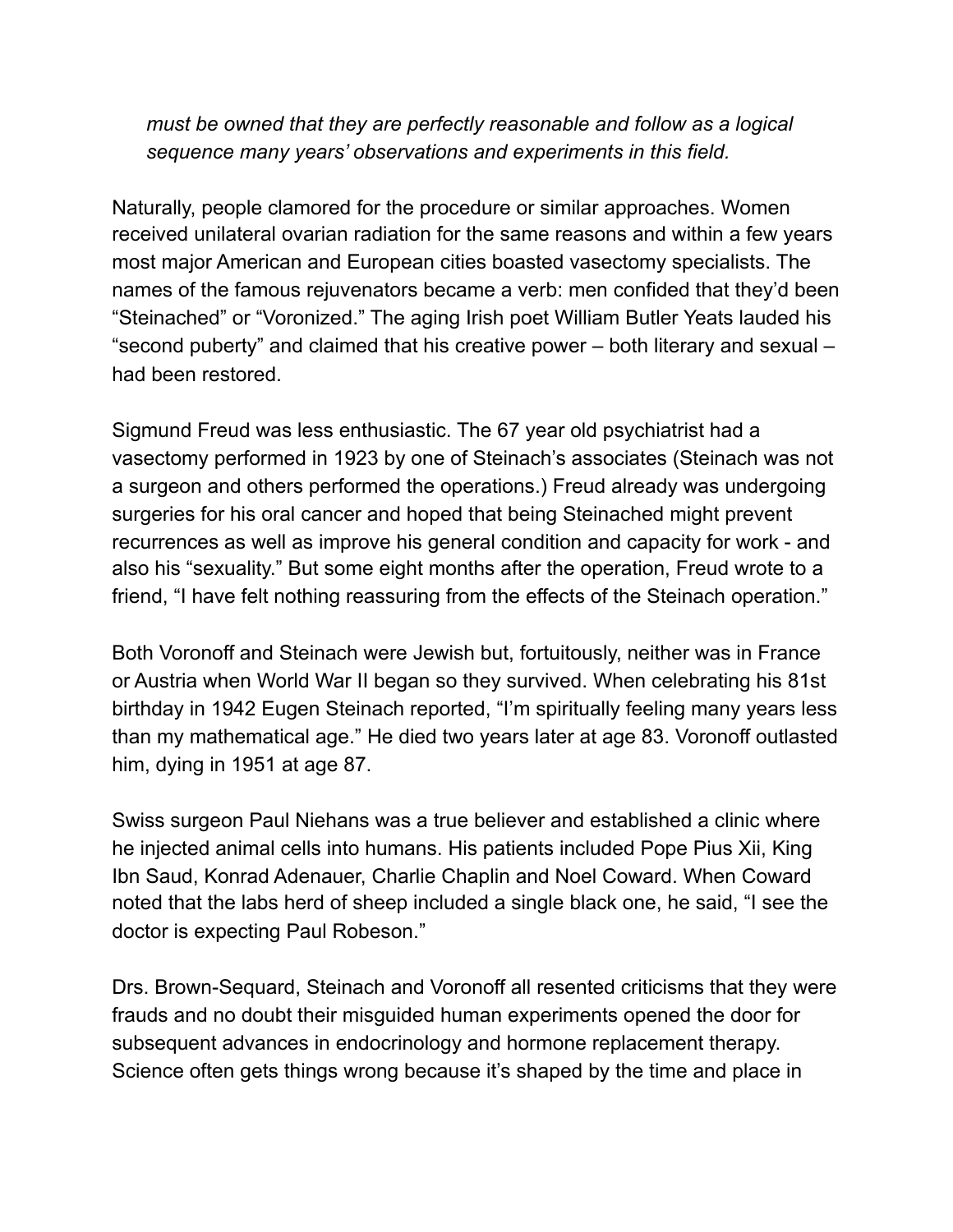*must be owned that they are perfectly reasonable and follow as a logical sequence many years' observations and experiments in this field.*

Naturally, people clamored for the procedure or similar approaches. Women received unilateral ovarian radiation for the same reasons and within a few years most major American and European cities boasted vasectomy specialists. The names of the famous rejuvenators became a verb: men confided that they'd been "Steinached" or "Voronized." The aging Irish poet William Butler Yeats lauded his "second puberty" and claimed that his creative power – both literary and sexual – had been restored.

Sigmund Freud was less enthusiastic. The 67 year old psychiatrist had a vasectomy performed in 1923 by one of Steinach's associates (Steinach was not a surgeon and others performed the operations.) Freud already was undergoing surgeries for his oral cancer and hoped that being Steinached might prevent recurrences as well as improve his general condition and capacity for work - and also his "sexuality." But some eight months after the operation, Freud wrote to a friend, "I have felt nothing reassuring from the effects of the Steinach operation."

Both Voronoff and Steinach were Jewish but, fortuitously, neither was in France or Austria when World War II began so they survived. When celebrating his 81st birthday in 1942 Eugen Steinach reported, "I'm spiritually feeling many years less than my mathematical age." He died two years later at age 83. Voronoff outlasted him, dying in 1951 at age 87.

Swiss surgeon Paul Niehans was a true believer and established a clinic where he injected animal cells into humans. His patients included Pope Pius Xii, King Ibn Saud, Konrad Adenauer, Charlie Chaplin and Noel Coward. When Coward noted that the labs herd of sheep included a single black one, he said, "I see the doctor is expecting Paul Robeson."

Drs. Brown-Sequard, Steinach and Voronoff all resented criticisms that they were frauds and no doubt their misguided human experiments opened the door for subsequent advances in endocrinology and hormone replacement therapy. Science often gets things wrong because it's shaped by the time and place in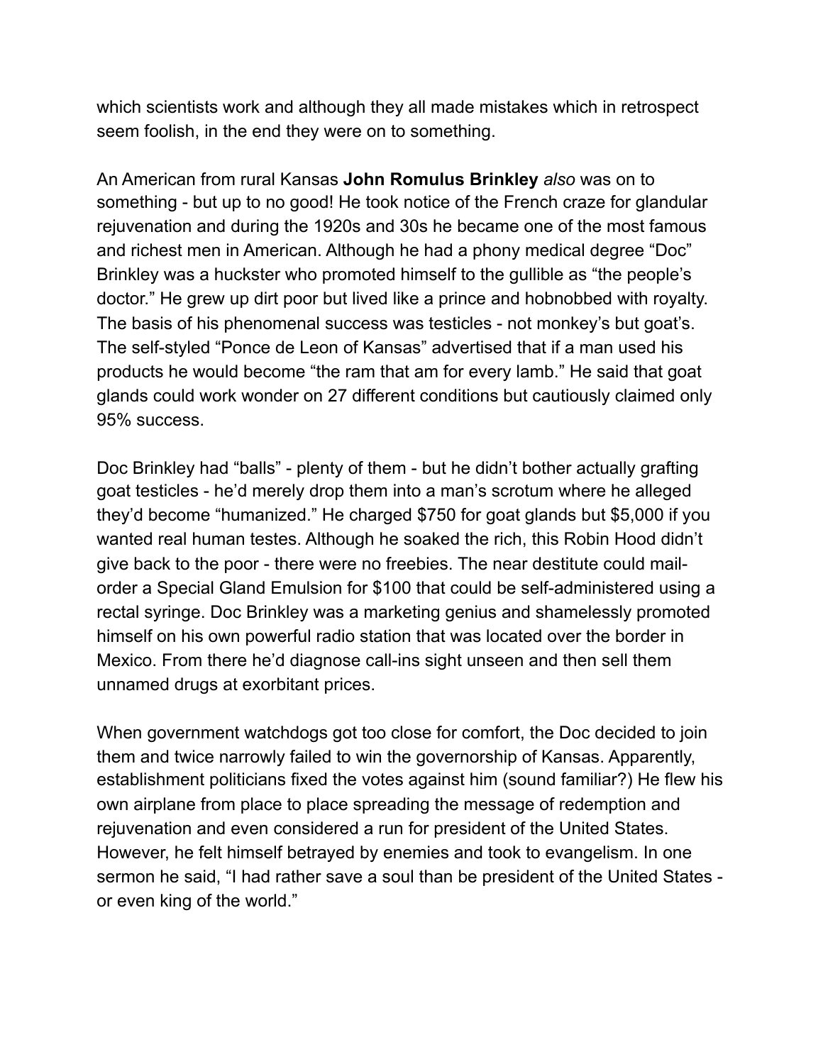which scientists work and although they all made mistakes which in retrospect seem foolish, in the end they were on to something.

An American from rural Kansas **John Romulus Brinkley** *also* was on to something - but up to no good! He took notice of the French craze for glandular rejuvenation and during the 1920s and 30s he became one of the most famous and richest men in American. Although he had a phony medical degree "Doc" Brinkley was a huckster who promoted himself to the gullible as "the people's doctor." He grew up dirt poor but lived like a prince and hobnobbed with royalty. The basis of his phenomenal success was testicles - not monkey's but goat's. The self-styled "Ponce de Leon of Kansas" advertised that if a man used his products he would become "the ram that am for every lamb." He said that goat glands could work wonder on 27 different conditions but cautiously claimed only 95% success.

Doc Brinkley had "balls" - plenty of them - but he didn't bother actually grafting goat testicles - he'd merely drop them into a man's scrotum where he alleged they'd become "humanized." He charged $750 for goat glands but $5,000 if you wanted real human testes. Although he soaked the rich, this Robin Hood didn't give back to the poor - there were no freebies. The near destitute could mail-order a Special Gland Emulsion for $100 that could be self-administered using a rectal syringe. Doc Brinkley was a marketing genius and shamelessly promoted himself on his own powerful radio station that was located over the border in Mexico. From there he'd diagnose call-ins sight unseen and then sell them unnamed drugs at exorbitant prices.

When government watchdogs got too close for comfort, the Doc decided to join them and twice narrowly failed to win the governorship of Kansas. Apparently, establishment politicians fixed the votes against him (sound familiar?) He flew his own airplane from place to place spreading the message of redemption and rejuvenation and even considered a run for president of the United States. However, he felt himself betrayed by enemies and took to evangelism. In one sermon he said, "I had rather save a soul than be president of the United States - or even king of the world."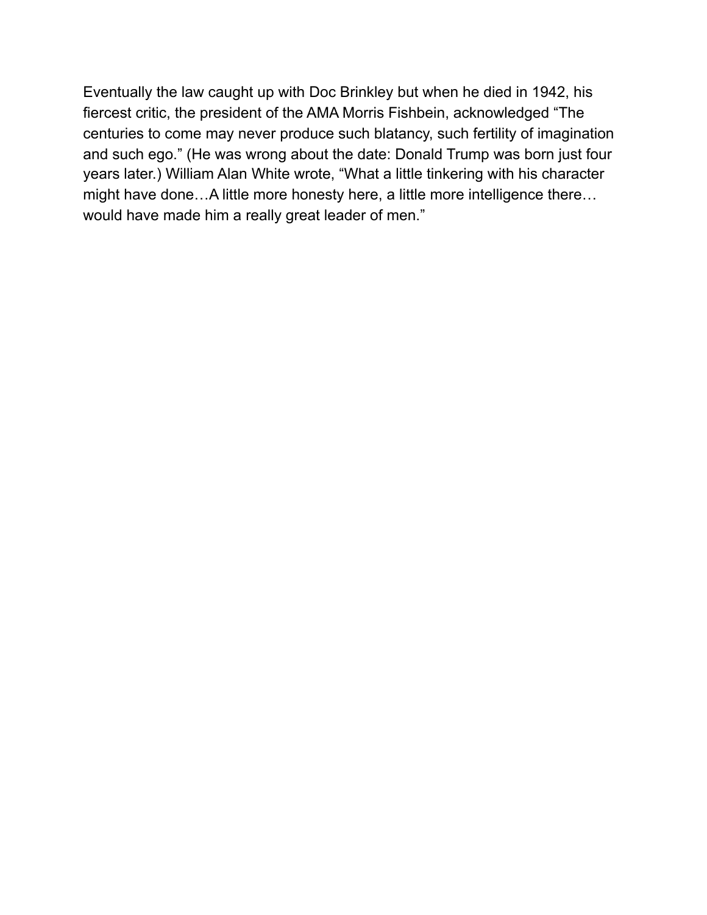Eventually the law caught up with Doc Brinkley but when he died in 1942, his fiercest critic, the president of the AMA Morris Fishbein, acknowledged "The centuries to come may never produce such blatancy, such fertility of imagination and such ego." (He was wrong about the date: Donald Trump was born just four years later.) William Alan White wrote, "What a little tinkering with his character might have done…A little more honesty here, a little more intelligence there… would have made him a really great leader of men."